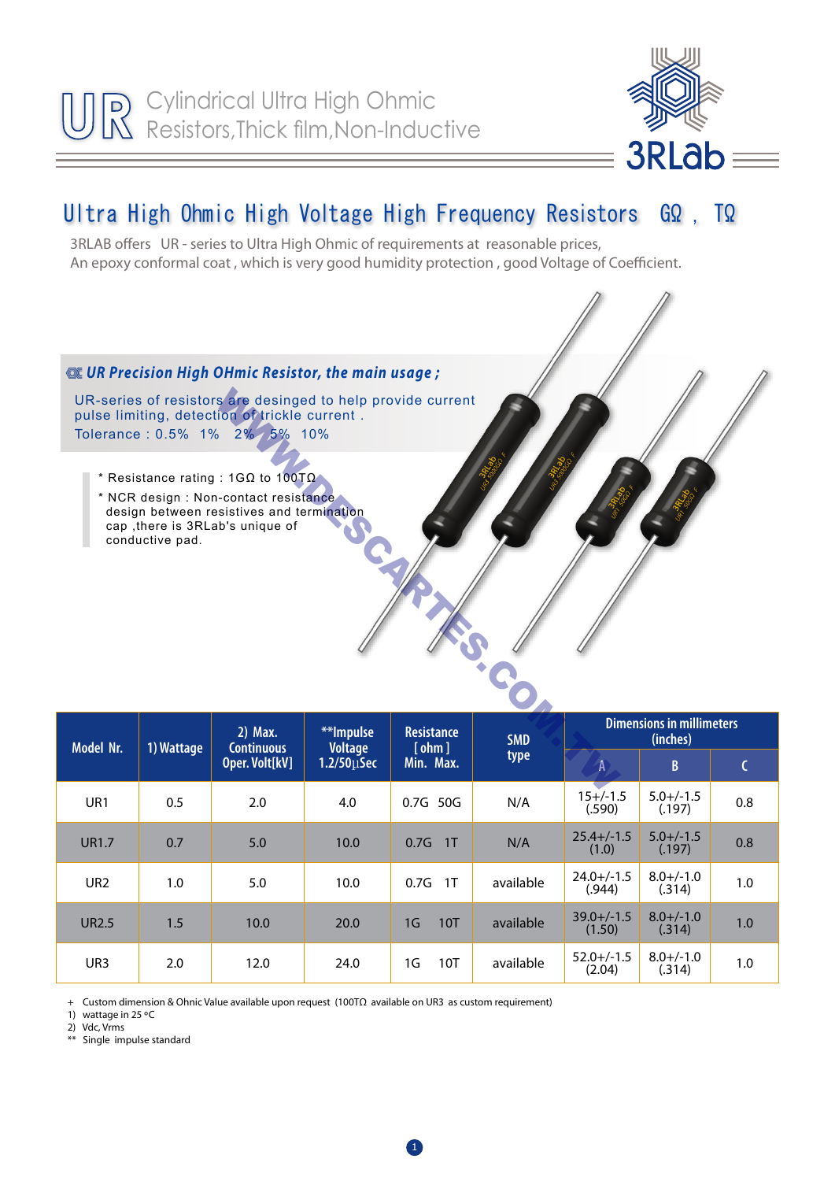# UR Cylindrical Ultra High Ohmic Resistors,Thick film,Non-Inductive

3RLab

## Ultra High Ohmic High Voltage High Frequency Resistors GΩ , TΩ

3RLAB offers UR - series to Ultra High Ohmic of requirements at reasonable prices,
An epoxy conformal coat , which is very good humidity protection , good Voltage of Coefficient.

### *UR Precision High OHmic Resistor, the main usage ;*

UR-series of resistors are desinged to help provide current pulse limiting, detection of trickle current .
Tolerance : 0.5% 1% 2% 5% 10%

* Resistance rating : 1GΩ to 100TΩ
* NCR design : Non-contact resistance design between resistives and termination cap ,there is 3RLab's unique of conductive pad.

| Model Nr. | 1) Wattage | 2) Max. Continuous Oper. Volt[kV] | **Impulse Voltage 1.2/50µSec | Resistance [ ohm ] Min. Max. | SMD type | Dimensions in millimeters (inches) | | |
|---|---|---|---|---|---|---|---|---|
| | | | | | | A | B | C |
| UR1 | 0.5 | 2.0 | 4.0 | 0.7G 50G | N/A | 15+/-1.5 (.590) | 5.0+/-1.5 (.197) | 0.8 |
| UR1.7 | 0.7 | 5.0 | 10.0 | 0.7G 1T | N/A | 25.4+/-1.5 (1.0) | 5.0+/-1.5 (.197) | 0.8 |
| UR2 | 1.0 | 5.0 | 10.0 | 0.7G 1T | available | 24.0+/-1.5 (.944) | 8.0+/-1.0 (.314) | 1.0 |
| UR2.5 | 1.5 | 10.0 | 20.0 | 1G 10T | available | 39.0+/-1.5 (1.50) | 8.0+/-1.0 (.314) | 1.0 |
| UR3 | 2.0 | 12.0 | 24.0 | 1G 10T | available | 52.0+/-1.5 (2.04) | 8.0+/-1.0 (.314) | 1.0 |

\+ Custom dimension & Ohnic Value available upon request (100TΩ available on UR3 as custom requirement)
1) wattage in 25 ºC
2) Vdc, Vrms
** Single impulse standard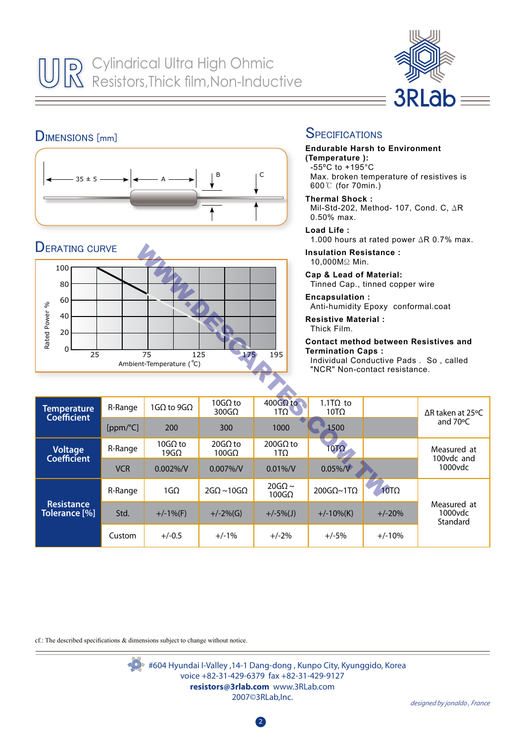# UR Cylindrical Ultra High Ohmic Resistors,Thick film,Non-Inductive

3RLab

## DIMENSIONS [mm]

35 ± 5
A
B
C

## DERATING CURVE

Rated Power %
100
80
60
40
20
0
25
75
125
175
195
Ambient-Temperature (℃)

## SPECIFICATIONS

**Endurable Harsh to Environment (Temperature ):**
-55°C to +195°C
Max. broken temperature of resistives is 600℃ (for 70min.)

**Thermal Shock :**
Mil-Std-202, Method- 107, Cond. C, ΔR 0.50% max.

**Load Life :**
1.000 hours at rated power ΔR 0.7% max.

**Insulation Resistance :**
10,000MΩ Min.

**Cap & Lead of Material:**
Tinned Cap., tinned copper wire

**Encapsulation :**
Anti-humidity Epoxy conformal.coat

**Resistive Material :**
Thick Film.

**Contact method between Resistives and Termination Caps :**
Individual Conductive Pads . So , called "NCR" Non-contact resistance.

| | | | | | | | |
|---|---|---|---|---|---|---|---|
| **Temperature Coefficient** | R-Range | 1GΩ to 9GΩ | 10GΩ to 300GΩ | 400GΩ to 1TΩ | 1.1TΩ to 10TΩ | | ΔR taken at 25ºC and 70ºC |
| | [ppm/°C] | 200 | 300 | 1000 | 1500 | | |
| **Voltage Coefficient** | R-Range | 10GΩ to 19GΩ | 20GΩ to 100GΩ | 200GΩ to 1TΩ | 10TΩ | | Measured at 100vdc and 1000vdc |
| | VCR | 0.002%/V | 0.007%/V | 0.01%/V | 0.05%/V | | |
| **Resistance Tolerance [%]** | R-Range | 1GΩ | 2GΩ ~10GΩ | 20GΩ ~ 100GΩ | 200GΩ~1TΩ | 10TΩ | Measured at 1000vdc Standard |
| | Std. | +/-1%(F) | +/-2%(G) | +/-5%(J) | +/-10%(K) | +/-20% | |
| | Custom | +/-0.5 | +/-1% | +/-2% | +/-5% | +/-10% | |

cf.: The described specifications & dimensions subject to change without notice.

#604 Hyundai I-Valley ,14-1 Dang-dong , Kunpo City, Kyunggido, Korea
voice +82-31-429-6379 fax +82-31-429-9127
**resistors@3rlab.com** www.3RLab.com
2007©3RLab,Inc.

*designed by jonaldo , France*